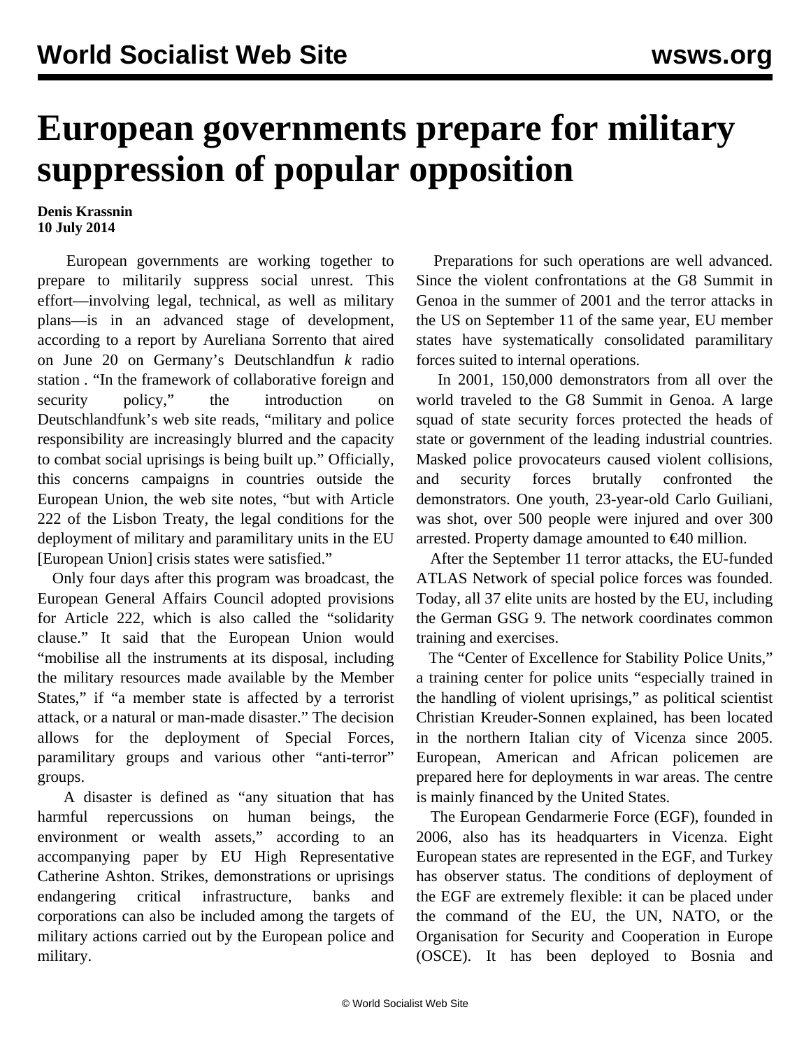# European governments prepare for military suppression of popular opposition

**Denis Krassnin**
**10 July 2014**

European governments are working together to prepare to militarily suppress social unrest. This effort—involving legal, technical, as well as military plans—is in an advanced stage of development, according to a report by Aureliana Sorrento that aired on June 20 on Germany's Deutschlandfun *k* radio station . "In the framework of collaborative foreign and security policy," the introduction on Deutschlandfunk's web site reads, "military and police responsibility are increasingly blurred and the capacity to combat social uprisings is being built up." Officially, this concerns campaigns in countries outside the European Union, the web site notes, "but with Article 222 of the Lisbon Treaty, the legal conditions for the deployment of military and paramilitary units in the EU [European Union] crisis states were satisfied."

Only four days after this program was broadcast, the European General Affairs Council adopted provisions for Article 222, which is also called the "solidarity clause." It said that the European Union would "mobilise all the instruments at its disposal, including the military resources made available by the Member States," if "a member state is affected by a terrorist attack, or a natural or man-made disaster." The decision allows for the deployment of Special Forces, paramilitary groups and various other "anti-terror" groups.

A disaster is defined as "any situation that has harmful repercussions on human beings, the environment or wealth assets," according to an accompanying paper by EU High Representative Catherine Ashton. Strikes, demonstrations or uprisings endangering critical infrastructure, banks and corporations can also be included among the targets of military actions carried out by the European police and military.

Preparations for such operations are well advanced. Since the violent confrontations at the G8 Summit in Genoa in the summer of 2001 and the terror attacks in the US on September 11 of the same year, EU member states have systematically consolidated paramilitary forces suited to internal operations.

In 2001, 150,000 demonstrators from all over the world traveled to the G8 Summit in Genoa. A large squad of state security forces protected the heads of state or government of the leading industrial countries. Masked police provocateurs caused violent collisions, and security forces brutally confronted the demonstrators. One youth, 23-year-old Carlo Guiliani, was shot, over 500 people were injured and over 300 arrested. Property damage amounted to €40 million.

After the September 11 terror attacks, the EU-funded ATLAS Network of special police forces was founded. Today, all 37 elite units are hosted by the EU, including the German GSG 9. The network coordinates common training and exercises.

The "Center of Excellence for Stability Police Units," a training center for police units "especially trained in the handling of violent uprisings," as political scientist Christian Kreuder-Sonnen explained, has been located in the northern Italian city of Vicenza since 2005. European, American and African policemen are prepared here for deployments in war areas. The centre is mainly financed by the United States.

The European Gendarmerie Force (EGF), founded in 2006, also has its headquarters in Vicenza. Eight European states are represented in the EGF, and Turkey has observer status. The conditions of deployment of the EGF are extremely flexible: it can be placed under the command of the EU, the UN, NATO, or the Organisation for Security and Cooperation in Europe (OSCE). It has been deployed to Bosnia and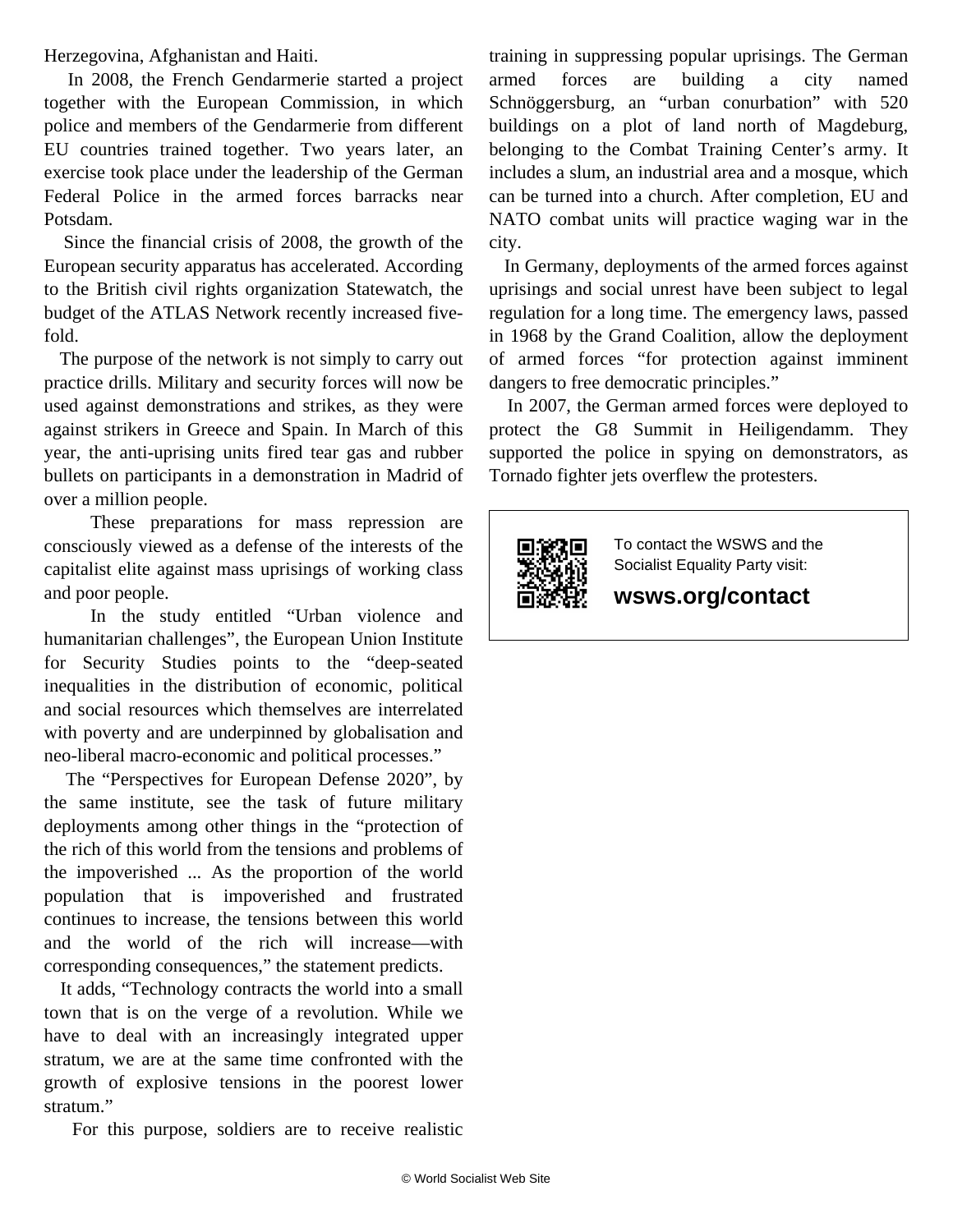Herzegovina, Afghanistan and Haiti.

In 2008, the French Gendarmerie started a project together with the European Commission, in which police and members of the Gendarmerie from different EU countries trained together. Two years later, an exercise took place under the leadership of the German Federal Police in the armed forces barracks near Potsdam.

Since the financial crisis of 2008, the growth of the European security apparatus has accelerated. According to the British civil rights organization Statewatch, the budget of the ATLAS Network recently increased five-fold.

The purpose of the network is not simply to carry out practice drills. Military and security forces will now be used against demonstrations and strikes, as they were against strikers in Greece and Spain. In March of this year, the anti-uprising units fired tear gas and rubber bullets on participants in a demonstration in Madrid of over a million people.

These preparations for mass repression are consciously viewed as a defense of the interests of the capitalist elite against mass uprisings of working class and poor people.

In the study entitled "Urban violence and humanitarian challenges", the European Union Institute for Security Studies points to the "deep-seated inequalities in the distribution of economic, political and social resources which themselves are interrelated with poverty and are underpinned by globalisation and neo-liberal macro-economic and political processes."

The "Perspectives for European Defense 2020", by the same institute, see the task of future military deployments among other things in the "protection of the rich of this world from the tensions and problems of the impoverished ... As the proportion of the world population that is impoverished and frustrated continues to increase, the tensions between this world and the world of the rich will increase—with corresponding consequences," the statement predicts.

It adds, "Technology contracts the world into a small town that is on the verge of a revolution. While we have to deal with an increasingly integrated upper stratum, we are at the same time confronted with the growth of explosive tensions in the poorest lower stratum."

For this purpose, soldiers are to receive realistic training in suppressing popular uprisings. The German armed forces are building a city named Schnöggersburg, an "urban conurbation" with 520 buildings on a plot of land north of Magdeburg, belonging to the Combat Training Center's army. It includes a slum, an industrial area and a mosque, which can be turned into a church. After completion, EU and NATO combat units will practice waging war in the city.

In Germany, deployments of the armed forces against uprisings and social unrest have been subject to legal regulation for a long time. The emergency laws, passed in 1968 by the Grand Coalition, allow the deployment of armed forces "for protection against imminent dangers to free democratic principles."

In 2007, the German armed forces were deployed to protect the G8 Summit in Heiligendamm. They supported the police in spying on demonstrators, as Tornado fighter jets overflew the protesters.

To contact the WSWS and the Socialist Equality Party visit:

**wsws.org/contact**